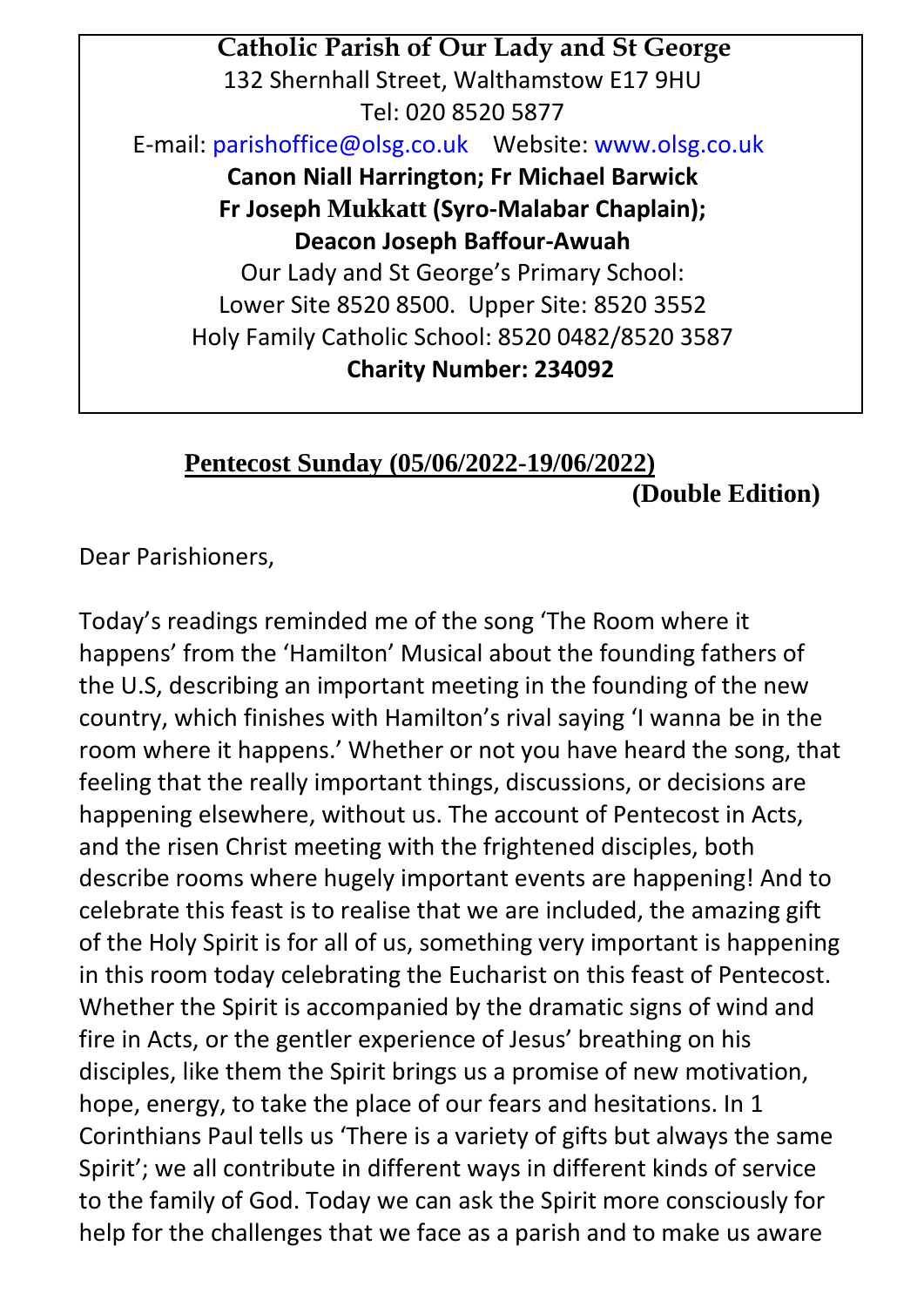**Catholic Parish of Our Lady and St George**
132 Shernhall Street, Walthamstow E17 9HU
Tel: 020 8520 5877
E-mail: parishoffice@olsg.co.uk Website: www.olsg.co.uk
**Canon Niall Harrington; Fr Michael Barwick**
**Fr Joseph Mukkatt (Syro-Malabar Chaplain);**
**Deacon Joseph Baffour-Awuah**
Our Lady and St George's Primary School:
Lower Site 8520 8500. Upper Site: 8520 3552
Holy Family Catholic School: 8520 0482/8520 3587
**Charity Number: 234092**

## Pentecost Sunday (05/06/2022-19/06/2022)

**(Double Edition)**

Dear Parishioners,

Today's readings reminded me of the song 'The Room where it happens' from the 'Hamilton' Musical about the founding fathers of the U.S, describing an important meeting in the founding of the new country, which finishes with Hamilton's rival saying 'I wanna be in the room where it happens.' Whether or not you have heard the song, that feeling that the really important things, discussions, or decisions are happening elsewhere, without us. The account of Pentecost in Acts, and the risen Christ meeting with the frightened disciples, both describe rooms where hugely important events are happening! And to celebrate this feast is to realise that we are included, the amazing gift of the Holy Spirit is for all of us, something very important is happening in this room today celebrating the Eucharist on this feast of Pentecost. Whether the Spirit is accompanied by the dramatic signs of wind and fire in Acts, or the gentler experience of Jesus' breathing on his disciples, like them the Spirit brings us a promise of new motivation, hope, energy, to take the place of our fears and hesitations. In 1 Corinthians Paul tells us 'There is a variety of gifts but always the same Spirit'; we all contribute in different ways in different kinds of service to the family of God. Today we can ask the Spirit more consciously for help for the challenges that we face as a parish and to make us aware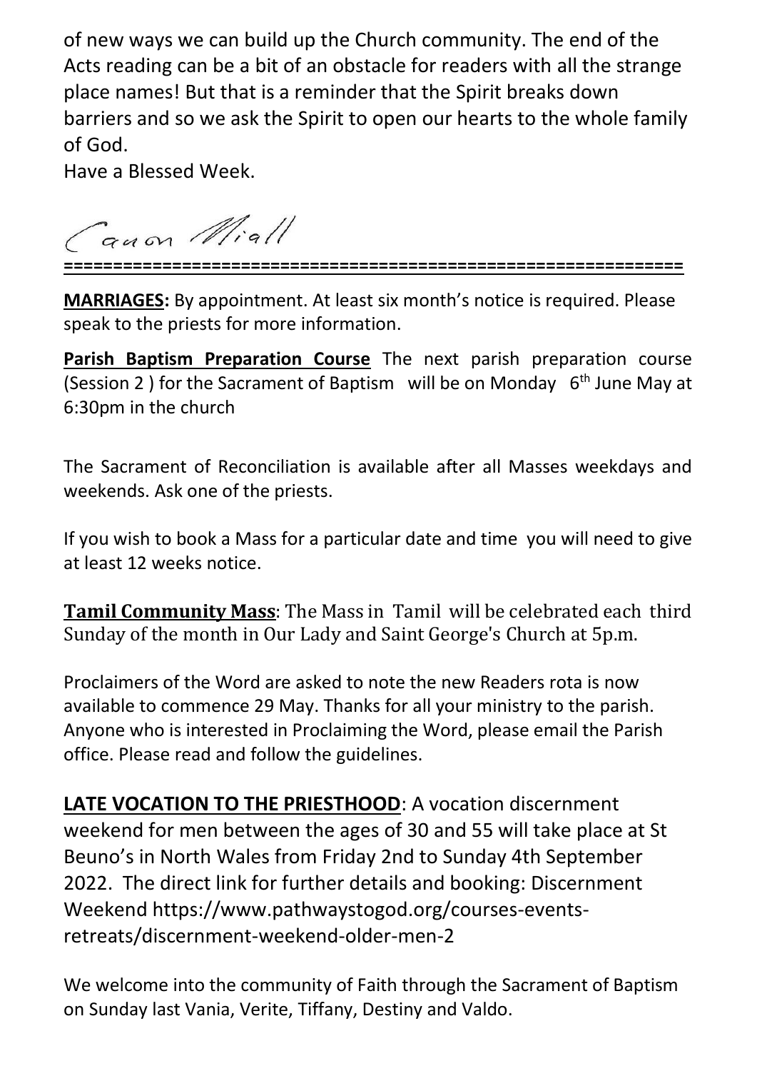of new ways we can build up the Church community. The end of the Acts reading can be a bit of an obstacle for readers with all the strange place names! But that is a reminder that the Spirit breaks down barriers and so we ask the Spirit to open our hearts to the whole family of God.

Have a Blessed Week.

Canon Niall

**MARRIAGES:** By appointment. At least six month's notice is required. Please speak to the priests for more information.

**Parish Baptism Preparation Course** The next parish preparation course (Session 2 ) for the Sacrament of Baptism will be on Monday 6th June May at 6:30pm in the church

The Sacrament of Reconciliation is available after all Masses weekdays and weekends. Ask one of the priests.

If you wish to book a Mass for a particular date and time you will need to give at least 12 weeks notice.

**Tamil Community Mass**: The Mass in Tamil will be celebrated each third Sunday of the month in Our Lady and Saint George's Church at 5p.m.

Proclaimers of the Word are asked to note the new Readers rota is now available to commence 29 May. Thanks for all your ministry to the parish. Anyone who is interested in Proclaiming the Word, please email the Parish office. Please read and follow the guidelines.

**LATE VOCATION TO THE PRIESTHOOD**: A vocation discernment weekend for men between the ages of 30 and 55 will take place at St Beuno's in North Wales from Friday 2nd to Sunday 4th September 2022. The direct link for further details and booking: Discernment Weekend https://www.pathwaystogod.org/courses-events-retreats/discernment-weekend-older-men-2

We welcome into the community of Faith through the Sacrament of Baptism on Sunday last Vania, Verite, Tiffany, Destiny and Valdo.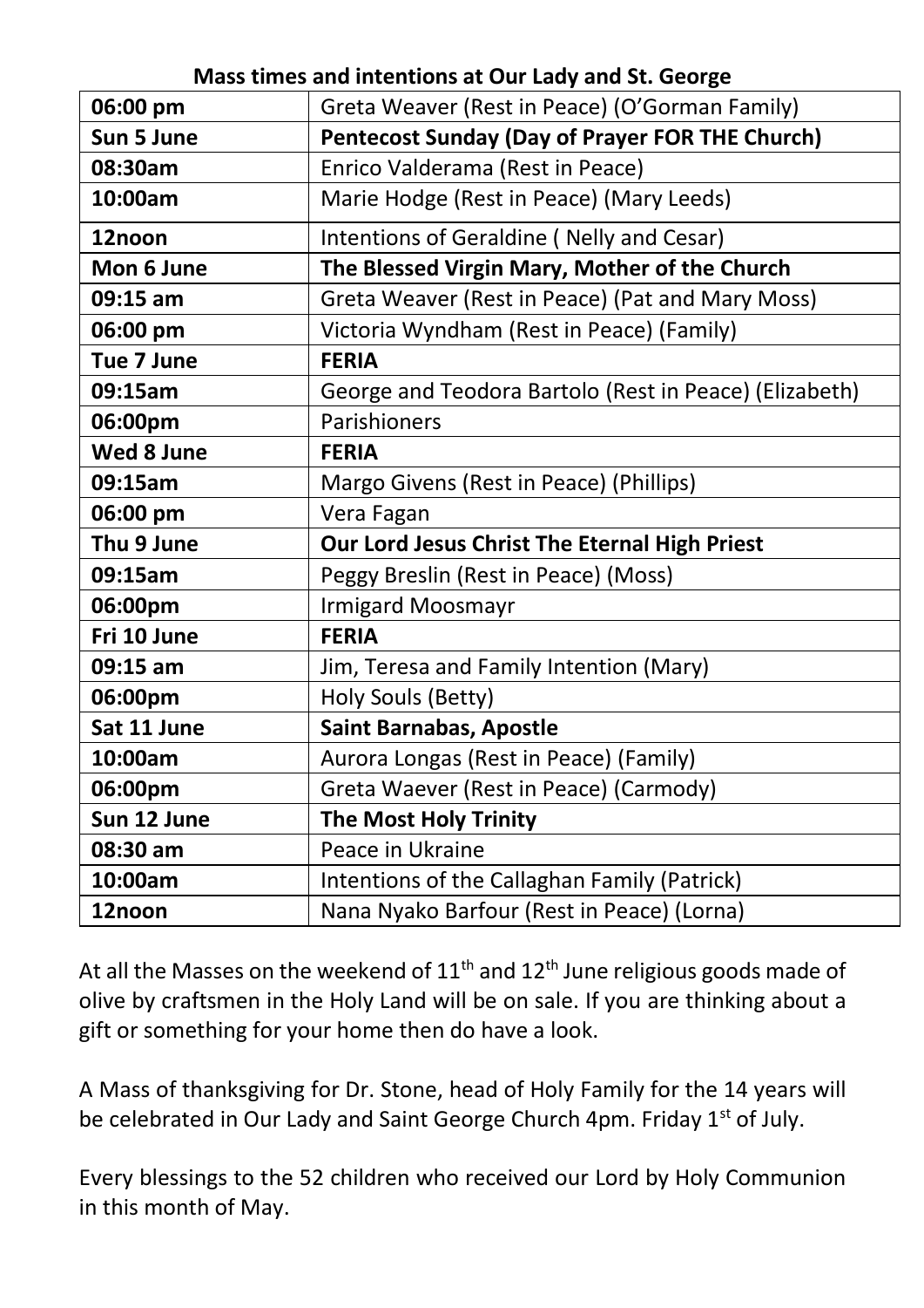**Mass times and intentions at Our Lady and St. George**

| | |
|---|---|
| **06:00 pm** | Greta Weaver (Rest in Peace) (O'Gorman Family) |
| **Sun 5 June** | **Pentecost Sunday (Day of Prayer FOR THE Church)** |
| **08:30am** | Enrico Valderama (Rest in Peace) |
| **10:00am** | Marie Hodge (Rest in Peace) (Mary Leeds) |
| **12noon** | Intentions of Geraldine ( Nelly and Cesar) |
| **Mon 6 June** | **The Blessed Virgin Mary, Mother of the Church** |
| **09:15 am** | Greta Weaver (Rest in Peace) (Pat and Mary Moss) |
| **06:00 pm** | Victoria Wyndham (Rest in Peace) (Family) |
| **Tue 7 June** | **FERIA** |
| **09:15am** | George and Teodora Bartolo (Rest in Peace) (Elizabeth) |
| **06:00pm** | Parishioners |
| **Wed 8 June** | **FERIA** |
| **09:15am** | Margo Givens (Rest in Peace) (Phillips) |
| **06:00 pm** | Vera Fagan |
| **Thu 9 June** | **Our Lord Jesus Christ The Eternal High Priest** |
| **09:15am** | Peggy Breslin (Rest in Peace) (Moss) |
| **06:00pm** | Irmigard Moosmayr |
| **Fri 10 June** | **FERIA** |
| **09:15 am** | Jim, Teresa and Family Intention (Mary) |
| **06:00pm** | Holy Souls (Betty) |
| **Sat 11 June** | **Saint Barnabas, Apostle** |
| **10:00am** | Aurora Longas (Rest in Peace) (Family) |
| **06:00pm** | Greta Waever (Rest in Peace) (Carmody) |
| **Sun 12 June** | **The Most Holy Trinity** |
| **08:30 am** | Peace in Ukraine |
| **10:00am** | Intentions of the Callaghan Family (Patrick) |
| **12noon** | Nana Nyako Barfour (Rest in Peace) (Lorna) |

At all the Masses on the weekend of 11th and 12th June religious goods made of olive by craftsmen in the Holy Land will be on sale. If you are thinking about a gift or something for your home then do have a look.

A Mass of thanksgiving for Dr. Stone, head of Holy Family for the 14 years will be celebrated in Our Lady and Saint George Church 4pm. Friday 1st of July.

Every blessings to the 52 children who received our Lord by Holy Communion in this month of May.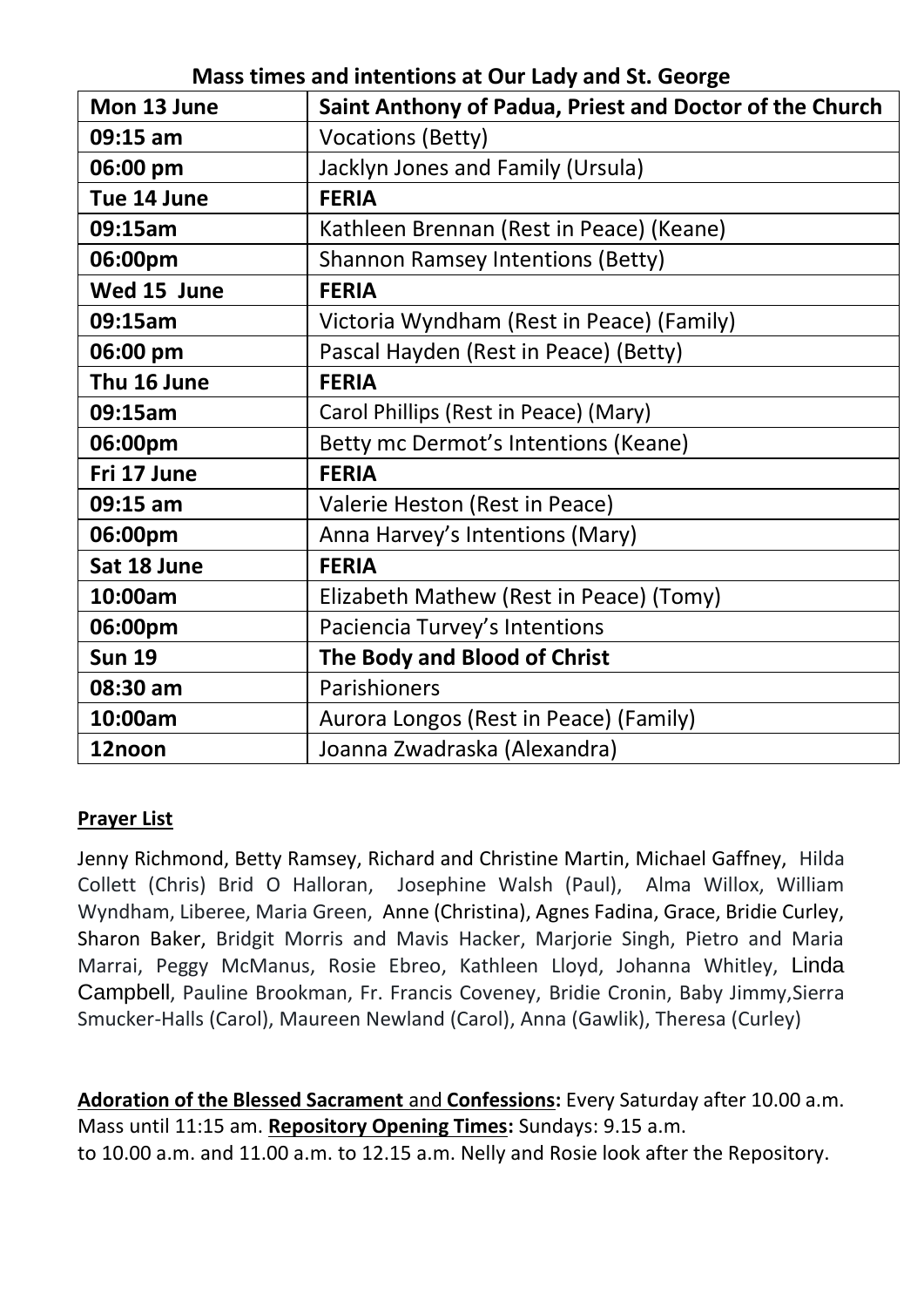**Mass times and intentions at Our Lady and St. George**

| | |
|---|---|
| **Mon 13 June** | **Saint Anthony of Padua, Priest and Doctor of the Church** |
| **09:15 am** | Vocations (Betty) |
| **06:00 pm** | Jacklyn Jones and Family (Ursula) |
| **Tue 14 June** | **FERIA** |
| **09:15am** | Kathleen Brennan (Rest in Peace) (Keane) |
| **06:00pm** | Shannon Ramsey Intentions (Betty) |
| **Wed 15 June** | **FERIA** |
| **09:15am** | Victoria Wyndham (Rest in Peace) (Family) |
| **06:00 pm** | Pascal Hayden (Rest in Peace) (Betty) |
| **Thu 16 June** | **FERIA** |
| **09:15am** | Carol Phillips (Rest in Peace) (Mary) |
| **06:00pm** | Betty mc Dermot's Intentions (Keane) |
| **Fri 17 June** | **FERIA** |
| **09:15 am** | Valerie Heston (Rest in Peace) |
| **06:00pm** | Anna Harvey's Intentions (Mary) |
| **Sat 18 June** | **FERIA** |
| **10:00am** | Elizabeth Mathew (Rest in Peace) (Tomy) |
| **06:00pm** | Paciencia Turvey's Intentions |
| **Sun 19** | **The Body and Blood of Christ** |
| **08:30 am** | Parishioners |
| **10:00am** | Aurora Longos (Rest in Peace) (Family) |
| **12noon** | Joanna Zwadraska (Alexandra) |

**Prayer List**

Jenny Richmond, Betty Ramsey, Richard and Christine Martin, Michael Gaffney, Hilda Collett (Chris) Brid O Halloran, Josephine Walsh (Paul), Alma Willox, William Wyndham, Liberee, Maria Green, Anne (Christina), Agnes Fadina, Grace, Bridie Curley, Sharon Baker, Bridgit Morris and Mavis Hacker, Marjorie Singh, Pietro and Maria Marrai, Peggy McManus, Rosie Ebreo, Kathleen Lloyd, Johanna Whitley, Linda Campbell, Pauline Brookman, Fr. Francis Coveney, Bridie Cronin, Baby Jimmy,Sierra Smucker-Halls (Carol), Maureen Newland (Carol), Anna (Gawlik), Theresa (Curley)

**Adoration of the Blessed Sacrament** and **Confessions:** Every Saturday after 10.00 a.m. Mass until 11:15 am. **Repository Opening Times:** Sundays: 9.15 a.m. to 10.00 a.m. and 11.00 a.m. to 12.15 a.m. Nelly and Rosie look after the Repository.